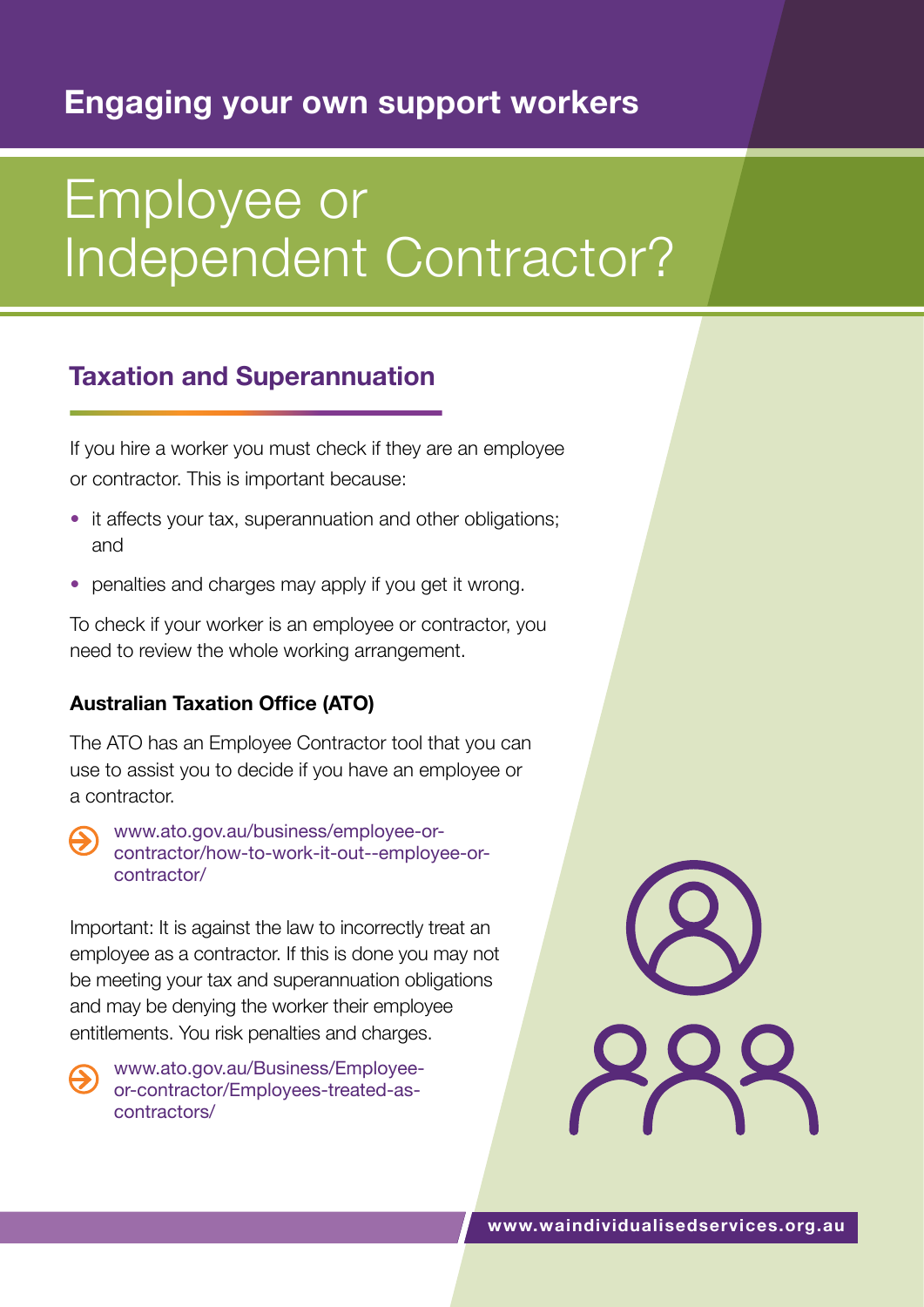## Engaging your own support workers

# Employee or Independent Contractor?

### Taxation and Superannuation

If you hire a worker you must check if they are an employee or contractor. This is important because:

- it affects your tax, superannuation and other obligations; and
- penalties and charges may apply if you get it wrong.

To check if your worker is an employee or contractor, you need to review the whole working arrangement.

**Australian Taxation Office (ATO)**

The ATO has an Employee Contractor tool that you can use to assist you to decide if you have an employee or a contractor.

www.ato.gov.au/business/employee-or-contractor/how-to-work-it-out--employee-or-contractor/

Important: It is against the law to incorrectly treat an employee as a contractor. If this is done you may not be meeting your tax and superannuation obligations and may be denying the worker their employee entitlements. You risk penalties and charges.

www.ato.gov.au/Business/Employee-or-contractor/Employees-treated-as-contractors/

www.waindividualisedservices.org.au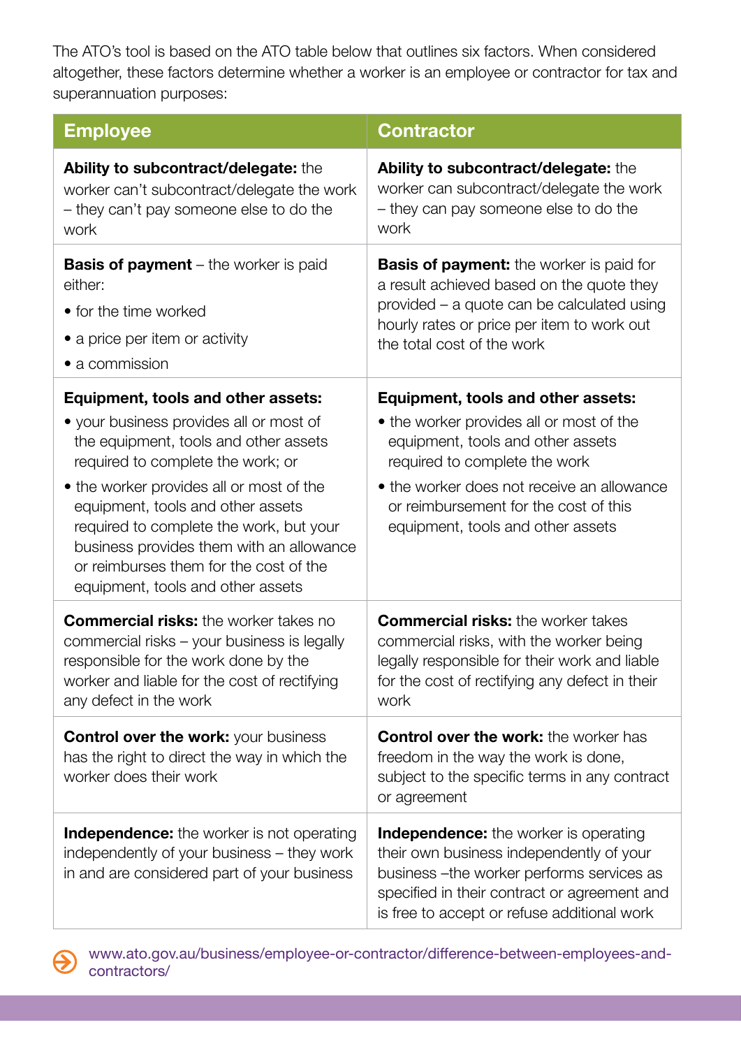The ATO's tool is based on the ATO table below that outlines six factors. When considered altogether, these factors determine whether a worker is an employee or contractor for tax and superannuation purposes:

| Employee | Contractor |
|---|---|
| **Ability to subcontract/delegate:** the worker can't subcontract/delegate the work – they can't pay someone else to do the work | **Ability to subcontract/delegate:** the worker can subcontract/delegate the work – they can pay someone else to do the work |
| **Basis of payment** – the worker is paid either:<br>• for the time worked<br>• a price per item or activity<br>• a commission | **Basis of payment:** the worker is paid for a result achieved based on the quote they provided – a quote can be calculated using hourly rates or price per item to work out the total cost of the work |
| **Equipment, tools and other assets:**<br>• your business provides all or most of the equipment, tools and other assets required to complete the work; or<br>• the worker provides all or most of the equipment, tools and other assets required to complete the work, but your business provides them with an allowance or reimburses them for the cost of the equipment, tools and other assets | **Equipment, tools and other assets:**<br>• the worker provides all or most of the equipment, tools and other assets required to complete the work<br>• the worker does not receive an allowance or reimbursement for the cost of this equipment, tools and other assets |
| **Commercial risks:** the worker takes no commercial risks – your business is legally responsible for the work done by the worker and liable for the cost of rectifying any defect in the work | **Commercial risks:** the worker takes commercial risks, with the worker being legally responsible for their work and liable for the cost of rectifying any defect in their work |
| **Control over the work:** your business has the right to direct the way in which the worker does their work | **Control over the work:** the worker has freedom in the way the work is done, subject to the specific terms in any contract or agreement |
| **Independence:** the worker is not operating independently of your business – they work in and are considered part of your business | **Independence:** the worker is operating their own business independently of your business –the worker performs services as specified in their contract or agreement and is free to accept or refuse additional work |

www.ato.gov.au/business/employee-or-contractor/difference-between-employees-and-contractors/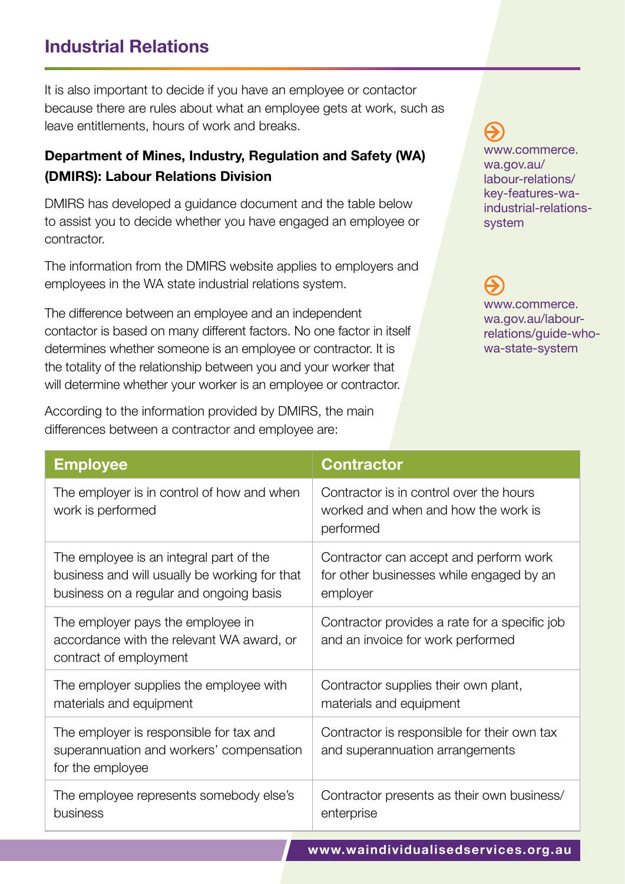## Industrial Relations

It is also important to decide if you have an employee or contactor because there are rules about what an employee gets at work, such as leave entitlements, hours of work and breaks.

**Department of Mines, Industry, Regulation and Safety (WA) (DMIRS): Labour Relations Division**

DMIRS has developed a guidance document and the table below to assist you to decide whether you have engaged an employee or contractor.

The information from the DMIRS website applies to employers and employees in the WA state industrial relations system.

The difference between an employee and an independent contactor is based on many different factors. No one factor in itself determines whether someone is an employee or contractor. It is the totality of the relationship between you and your worker that will determine whether your worker is an employee or contractor.

According to the information provided by DMIRS, the main differences between a contractor and employee are:

www.commerce.wa.gov.au/labour-relations/key-features-wa-industrial-relations-system

www.commerce.wa.gov.au/labour-relations/guide-who-wa-state-system

| Employee | Contractor |
|---|---|
| The employer is in control of how and when work is performed | Contractor is in control over the hours worked and when and how the work is performed |
| The employee is an integral part of the business and will usually be working for that business on a regular and ongoing basis | Contractor can accept and perform work for other businesses while engaged by an employer |
| The employer pays the employee in accordance with the relevant WA award, or contract of employment | Contractor provides a rate for a specific job and an invoice for work performed |
| The employer supplies the employee with materials and equipment | Contractor supplies their own plant, materials and equipment |
| The employer is responsible for tax and superannuation and workers' compensation for the employee | Contractor is responsible for their own tax and superannuation arrangements |
| The employee represents somebody else's business | Contractor presents as their own business/enterprise |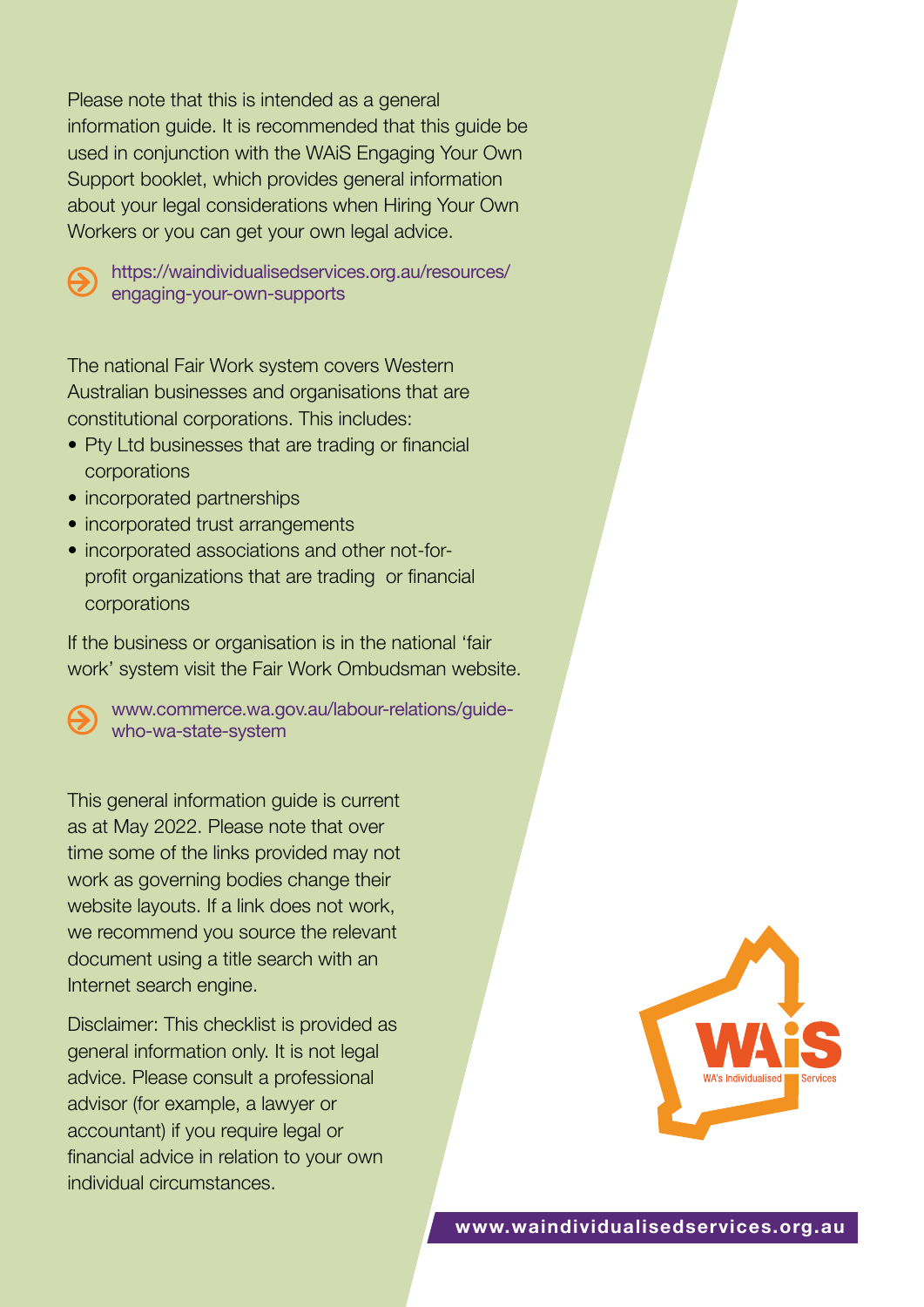Please note that this is intended as a general information guide. It is recommended that this guide be used in conjunction with the WAiS Engaging Your Own Support booklet, which provides general information about your legal considerations when Hiring Your Own Workers or you can get your own legal advice.

https://waindividualisedservices.org.au/resources/engaging-your-own-supports

The national Fair Work system covers Western Australian businesses and organisations that are constitutional corporations. This includes:

- Pty Ltd businesses that are trading or financial corporations
- incorporated partnerships
- incorporated trust arrangements
- incorporated associations and other not-for-profit organizations that are trading or financial corporations

If the business or organisation is in the national 'fair work' system visit the Fair Work Ombudsman website.

www.commerce.wa.gov.au/labour-relations/guide-who-wa-state-system

This general information guide is current as at May 2022. Please note that over time some of the links provided may not work as governing bodies change their website layouts. If a link does not work, we recommend you source the relevant document using a title search with an Internet search engine.

Disclaimer: This checklist is provided as general information only. It is not legal advice. Please consult a professional advisor (for example, a lawyer or accountant) if you require legal or financial advice in relation to your own individual circumstances.

WAiS
WA's Individualised Services

www.waindividualisedservices.org.au